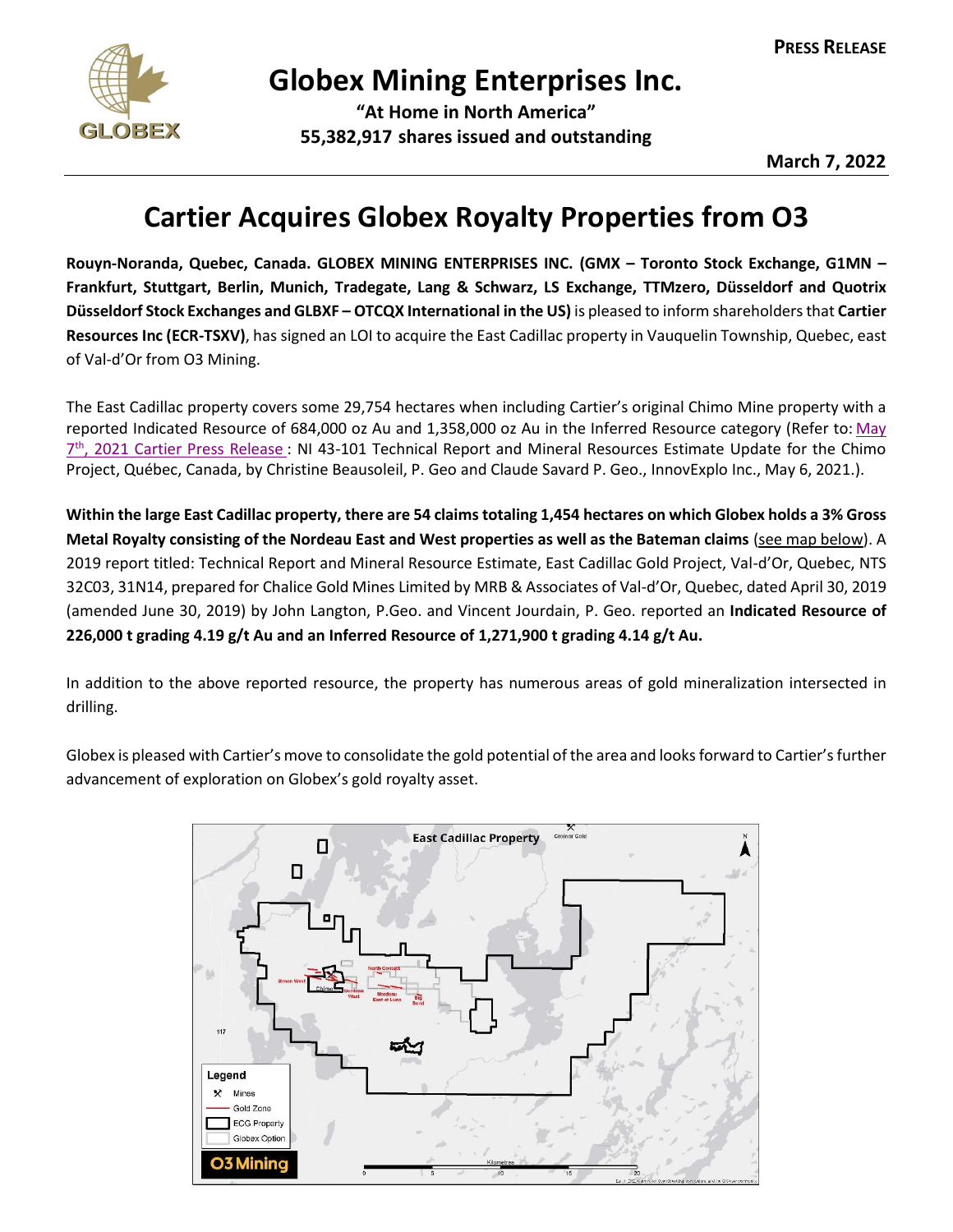**PRESS RELEASE**

# Globex Mining Enterprises Inc.

**"At Home in North America"**
**55,382,917 shares issued and outstanding**

**March 7, 2022**

# Cartier Acquires Globex Royalty Properties from O3

**Rouyn-Noranda, Quebec, Canada. GLOBEX MINING ENTERPRISES INC. (GMX – Toronto Stock Exchange, G1MN – Frankfurt, Stuttgart, Berlin, Munich, Tradegate, Lang & Schwarz, LS Exchange, TTMzero, Düsseldorf and Quotrix Düsseldorf Stock Exchanges and GLBXF – OTCQX International in the US)** is pleased to inform shareholders that **Cartier Resources Inc (ECR-TSXV)**, has signed an LOI to acquire the East Cadillac property in Vauquelin Township, Quebec, east of Val-d'Or from O3 Mining.

The East Cadillac property covers some 29,754 hectares when including Cartier's original Chimo Mine property with a reported Indicated Resource of 684,000 oz Au and 1,358,000 oz Au in the Inferred Resource category (Refer to: May 7th, 2021 Cartier Press Release : NI 43-101 Technical Report and Mineral Resources Estimate Update for the Chimo Project, Québec, Canada, by Christine Beausoleil, P. Geo and Claude Savard P. Geo., InnovExplo Inc., May 6, 2021.).

**Within the large East Cadillac property, there are 54 claims totaling 1,454 hectares on which Globex holds a 3% Gross Metal Royalty consisting of the Nordeau East and West properties as well as the Bateman claims** (see map below). A 2019 report titled: Technical Report and Mineral Resource Estimate, East Cadillac Gold Project, Val-d'Or, Quebec, NTS 32C03, 31N14, prepared for Chalice Gold Mines Limited by MRB & Associates of Val-d'Or, Quebec, dated April 30, 2019 (amended June 30, 2019) by John Langton, P.Geo. and Vincent Jourdain, P. Geo. reported an **Indicated Resource of 226,000 t grading 4.19 g/t Au and an Inferred Resource of 1,271,900 t grading 4.14 g/t Au.**

In addition to the above reported resource, the property has numerous areas of gold mineralization intersected in drilling.

Globex is pleased with Cartier's move to consolidate the gold potential of the area and looks forward to Cartier's further advancement of exploration on Globex's gold royalty asset.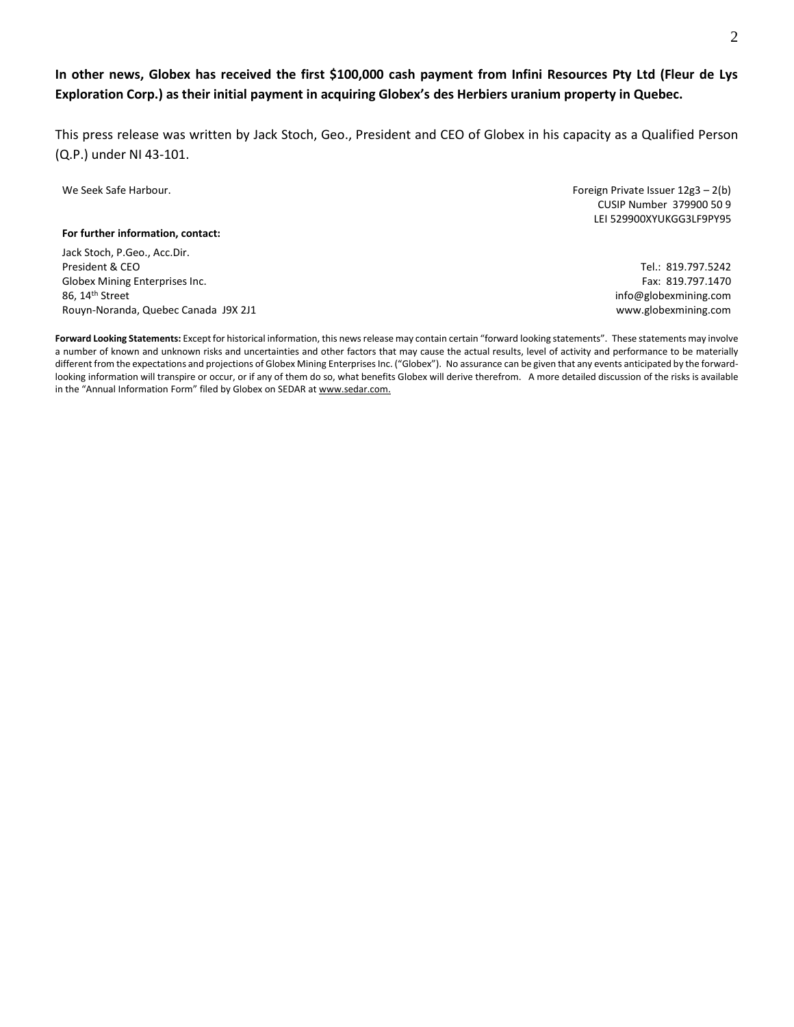**In other news, Globex has received the first $100,000 cash payment from Infini Resources Pty Ltd (Fleur de Lys Exploration Corp.) as their initial payment in acquiring Globex's des Herbiers uranium property in Quebec.**

This press release was written by Jack Stoch, Geo., President and CEO of Globex in his capacity as a Qualified Person (Q.P.) under NI 43-101.

We Seek Safe Harbour.

Foreign Private Issuer 12g3 – 2(b)
CUSIP Number 379900 50 9
LEI 529900XYUKGG3LF9PY95

**For further information, contact:**

Jack Stoch, P.Geo., Acc.Dir.
President & CEO
Globex Mining Enterprises Inc.
86, 14th Street
Rouyn-Noranda, Quebec Canada J9X 2J1

Tel.: 819.797.5242
Fax: 819.797.1470
info@globexmining.com
www.globexmining.com

**Forward Looking Statements:** Except for historical information, this news release may contain certain "forward looking statements". These statements may involve a number of known and unknown risks and uncertainties and other factors that may cause the actual results, level of activity and performance to be materially different from the expectations and projections of Globex Mining Enterprises Inc. ("Globex"). No assurance can be given that any events anticipated by the forward-looking information will transpire or occur, or if any of them do so, what benefits Globex will derive therefrom. A more detailed discussion of the risks is available in the "Annual Information Form" filed by Globex on SEDAR at www.sedar.com.